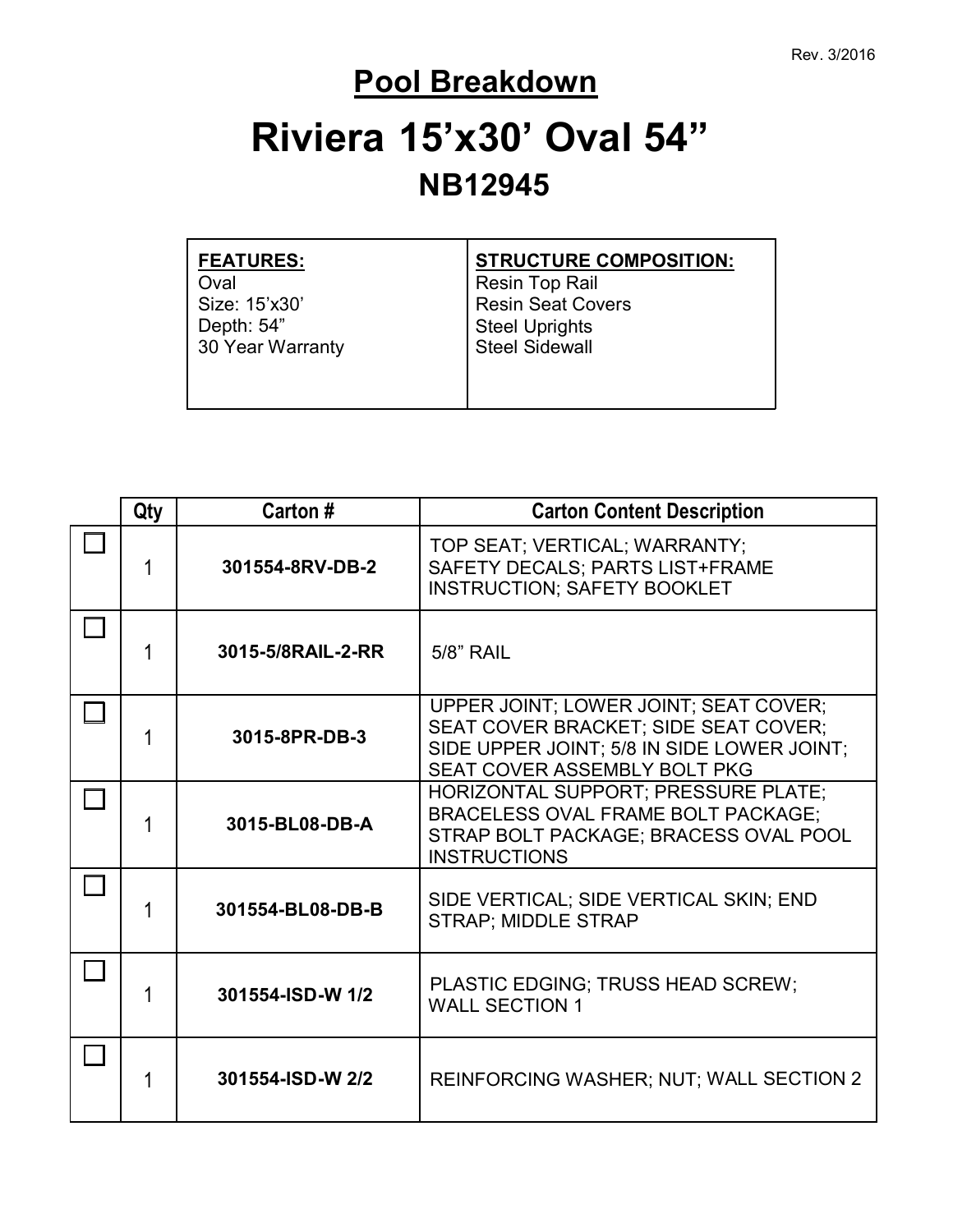Rev. 3/2016

# Pool Breakdown

# Riviera 15'x30' Oval 54"

## NB12945

| FEATURES: | STRUCTURE COMPOSITION: |
|---|---|
| Oval<br>Size: 15'x30'<br>Depth: 54"<br>30 Year Warranty | Resin Top Rail<br>Resin Seat Covers<br>Steel Uprights<br>Steel Sidewall |

| | Qty | Carton # | Carton Content Description |
|---|---|---|---|
| ☐ | 1 | 301554-8RV-DB-2 | TOP SEAT; VERTICAL; WARRANTY; SAFETY DECALS; PARTS LIST+FRAME INSTRUCTION; SAFETY BOOKLET |
| ☐ | 1 | 3015-5/8RAIL-2-RR | 5/8" RAIL |
| ☐ | 1 | 3015-8PR-DB-3 | UPPER JOINT; LOWER JOINT; SEAT COVER; SEAT COVER BRACKET; SIDE SEAT COVER; SIDE UPPER JOINT; 5/8 IN SIDE LOWER JOINT; SEAT COVER ASSEMBLY BOLT PKG |
| ☐ | 1 | 3015-BL08-DB-A | HORIZONTAL SUPPORT; PRESSURE PLATE; BRACELESS OVAL FRAME BOLT PACKAGE; STRAP BOLT PACKAGE; BRACESS OVAL POOL INSTRUCTIONS |
| ☐ | 1 | 301554-BL08-DB-B | SIDE VERTICAL; SIDE VERTICAL SKIN; END STRAP; MIDDLE STRAP |
| ☐ | 1 | 301554-ISD-W 1/2 | PLASTIC EDGING; TRUSS HEAD SCREW; WALL SECTION 1 |
| ☐ | 1 | 301554-ISD-W 2/2 | REINFORCING WASHER; NUT; WALL SECTION 2 |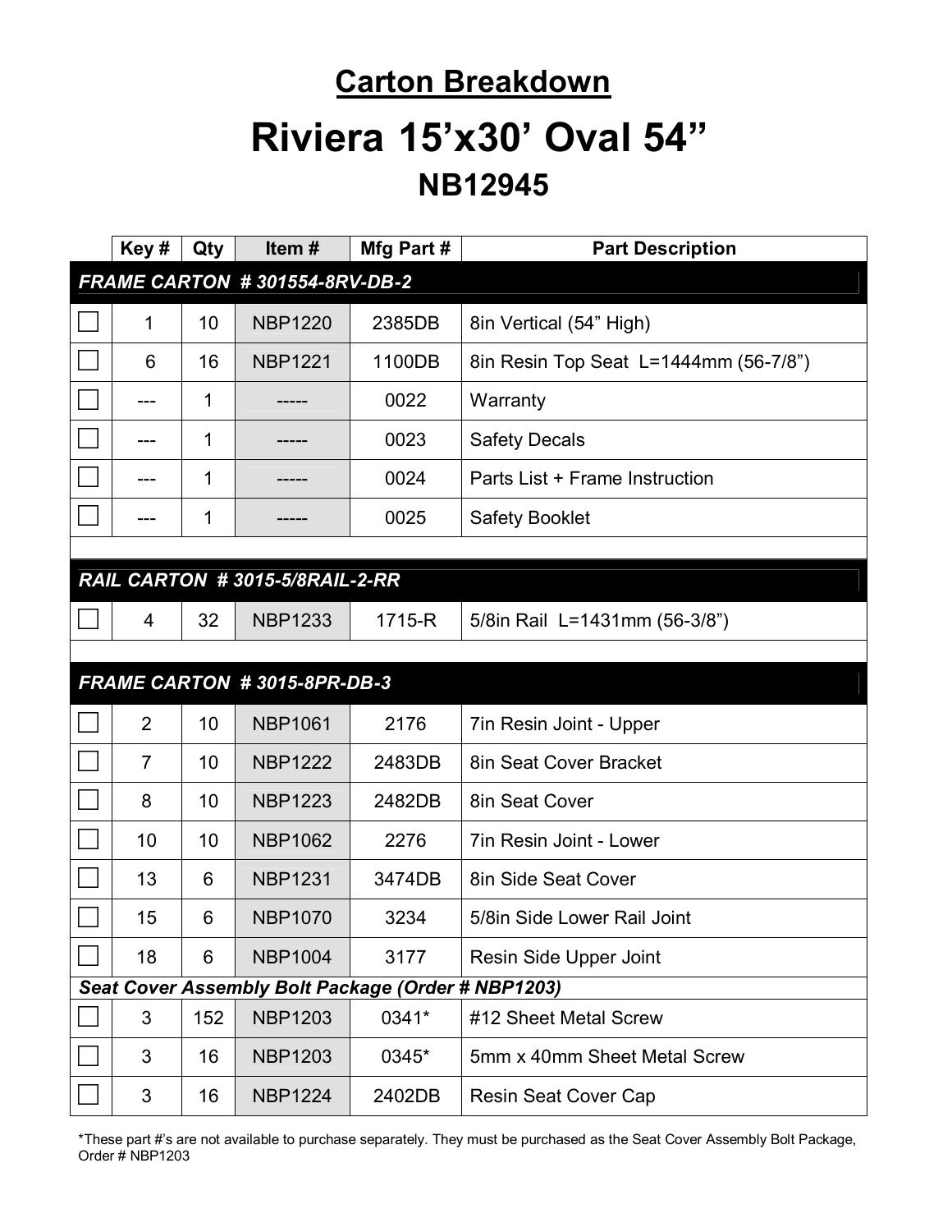# Carton Breakdown

# Riviera 15'x30' Oval 54"

## NB12945

| | Key # | Qty | Item # | Mfg Part # | Part Description |
|---|---|---|---|---|---|
| ***FRAME CARTON # 301554-8RV-DB-2*** | | | | | |
| ☐ | 1 | 10 | NBP1220 | 2385DB | 8in Vertical (54" High) |
| ☐ | 6 | 16 | NBP1221 | 1100DB | 8in Resin Top Seat L=1444mm (56-7/8") |
| ☐ | --- | 1 | ----- | 0022 | Warranty |
| ☐ | --- | 1 | ----- | 0023 | Safety Decals |
| ☐ | --- | 1 | ----- | 0024 | Parts List + Frame Instruction |
| ☐ | --- | 1 | ----- | 0025 | Safety Booklet |
| ***RAIL CARTON # 3015-5/8RAIL-2-RR*** | | | | | |
| ☐ | 4 | 32 | NBP1233 | 1715-R | 5/8in Rail L=1431mm (56-3/8") |
| ***FRAME CARTON # 3015-8PR-DB-3*** | | | | | |
| ☐ | 2 | 10 | NBP1061 | 2176 | 7in Resin Joint - Upper |
| ☐ | 7 | 10 | NBP1222 | 2483DB | 8in Seat Cover Bracket |
| ☐ | 8 | 10 | NBP1223 | 2482DB | 8in Seat Cover |
| ☐ | 10 | 10 | NBP1062 | 2276 | 7in Resin Joint - Lower |
| ☐ | 13 | 6 | NBP1231 | 3474DB | 8in Side Seat Cover |
| ☐ | 15 | 6 | NBP1070 | 3234 | 5/8in Side Lower Rail Joint |
| ☐ | 18 | 6 | NBP1004 | 3177 | Resin Side Upper Joint |
| ***Seat Cover Assembly Bolt Package (Order # NBP1203)*** | | | | | |
| ☐ | 3 | 152 | NBP1203 | 0341* | #12 Sheet Metal Screw |
| ☐ | 3 | 16 | NBP1203 | 0345* | 5mm x 40mm Sheet Metal Screw |
| ☐ | 3 | 16 | NBP1224 | 2402DB | Resin Seat Cover Cap |

*These part #'s are not available to purchase separately. They must be purchased as the Seat Cover Assembly Bolt Package, Order # NBP1203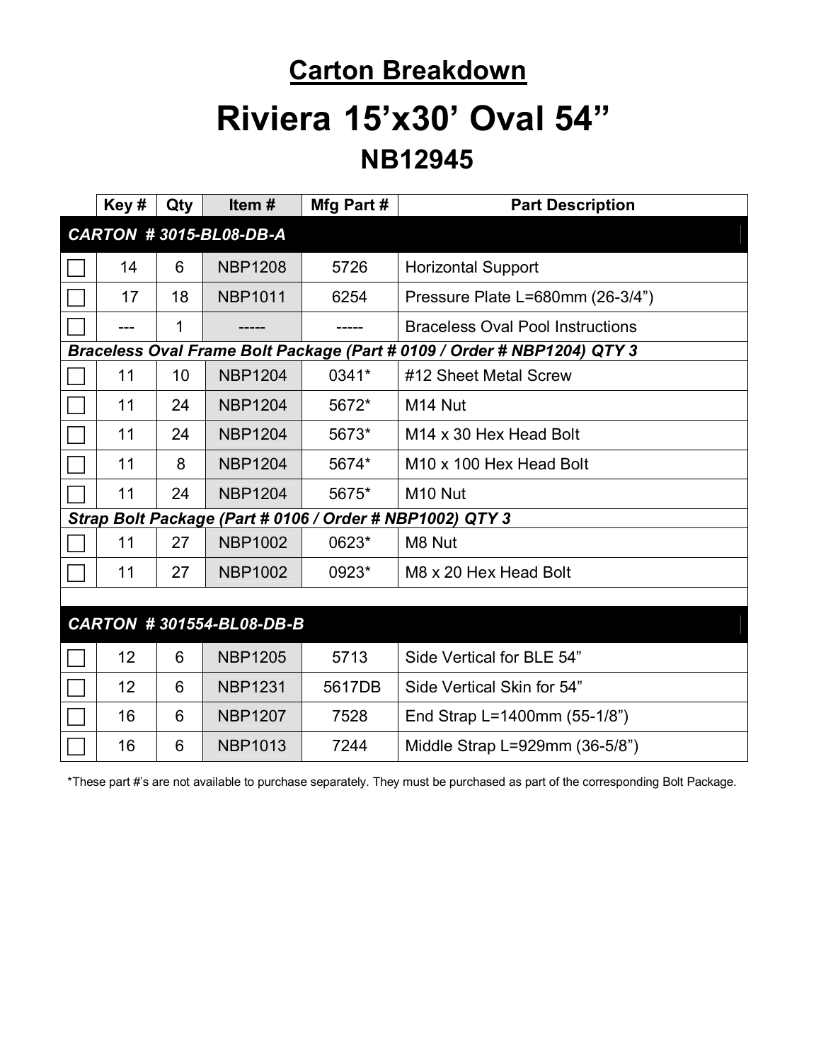# Carton Breakdown

# Riviera 15'x30' Oval 54"

## NB12945

| | Key # | Qty | Item # | Mfg Part # | Part Description |
|---|---|---|---|---|---|
| ***CARTON # 3015-BL08-DB-A*** | | | | | |
| ☐ | 14 | 6 | NBP1208 | 5726 | Horizontal Support |
| ☐ | 17 | 18 | NBP1011 | 6254 | Pressure Plate L=680mm (26-3/4") |
| ☐ | --- | 1 | ----- | ----- | Braceless Oval Pool Instructions |
| ***Braceless Oval Frame Bolt Package (Part # 0109 / Order # NBP1204) QTY 3*** | | | | | |
| ☐ | 11 | 10 | NBP1204 | 0341* | #12 Sheet Metal Screw |
| ☐ | 11 | 24 | NBP1204 | 5672* | M14 Nut |
| ☐ | 11 | 24 | NBP1204 | 5673* | M14 x 30 Hex Head Bolt |
| ☐ | 11 | 8 | NBP1204 | 5674* | M10 x 100 Hex Head Bolt |
| ☐ | 11 | 24 | NBP1204 | 5675* | M10 Nut |
| ***Strap Bolt Package (Part # 0106 / Order # NBP1002) QTY 3*** | | | | | |
| ☐ | 11 | 27 | NBP1002 | 0623* | M8 Nut |
| ☐ | 11 | 27 | NBP1002 | 0923* | M8 x 20 Hex Head Bolt |
| | | | | | |
| ***CARTON # 301554-BL08-DB-B*** | | | | | |
| ☐ | 12 | 6 | NBP1205 | 5713 | Side Vertical for BLE 54" |
| ☐ | 12 | 6 | NBP1231 | 5617DB | Side Vertical Skin for 54" |
| ☐ | 16 | 6 | NBP1207 | 7528 | End Strap L=1400mm (55-1/8") |
| ☐ | 16 | 6 | NBP1013 | 7244 | Middle Strap L=929mm (36-5/8") |

*These part #'s are not available to purchase separately. They must be purchased as part of the corresponding Bolt Package.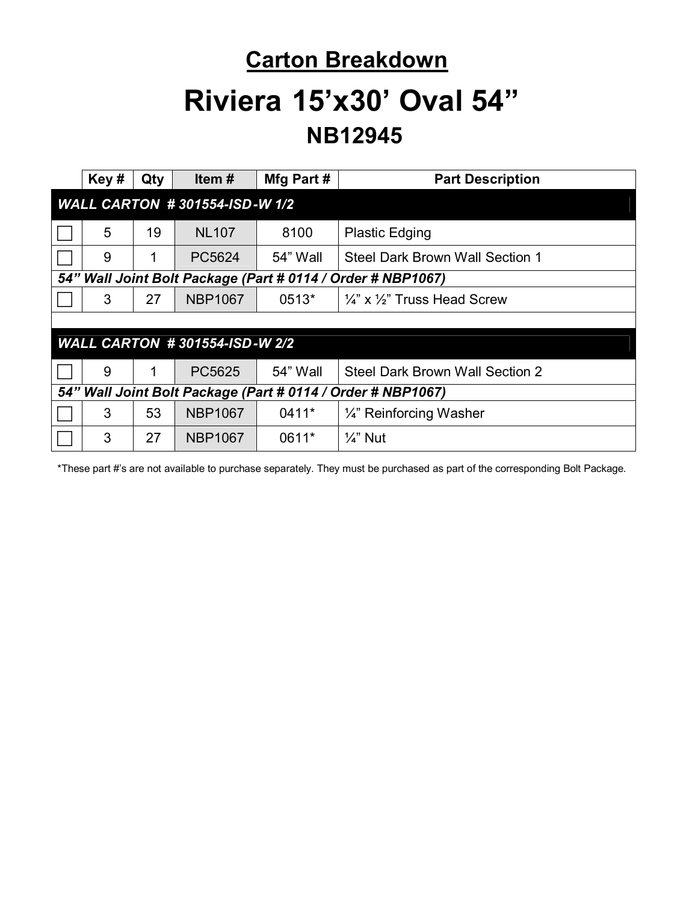# Carton Breakdown

# Riviera 15'x30' Oval 54"

## NB12945

| | Key # | Qty | Item # | Mfg Part # | Part Description |
|---|---|---|---|---|---|
| ***WALL CARTON # 301554-ISD-W 1/2*** | | | | | |
| ☐ | 5 | 19 | NL107 | 8100 | Plastic Edging |
| ☐ | 9 | 1 | PC5624 | 54" Wall | Steel Dark Brown Wall Section 1 |
| ***54" Wall Joint Bolt Package (Part # 0114 / Order # NBP1067)*** | | | | | |
| ☐ | 3 | 27 | NBP1067 | 0513* | ¼" x ½" Truss Head Screw |
| | | | | | |
| ***WALL CARTON # 301554-ISD-W 2/2*** | | | | | |
| ☐ | 9 | 1 | PC5625 | 54" Wall | Steel Dark Brown Wall Section 2 |
| ***54" Wall Joint Bolt Package (Part # 0114 / Order # NBP1067)*** | | | | | |
| ☐ | 3 | 53 | NBP1067 | 0411* | ¼" Reinforcing Washer |
| ☐ | 3 | 27 | NBP1067 | 0611* | ¼" Nut |

*These part #'s are not available to purchase separately. They must be purchased as part of the corresponding Bolt Package.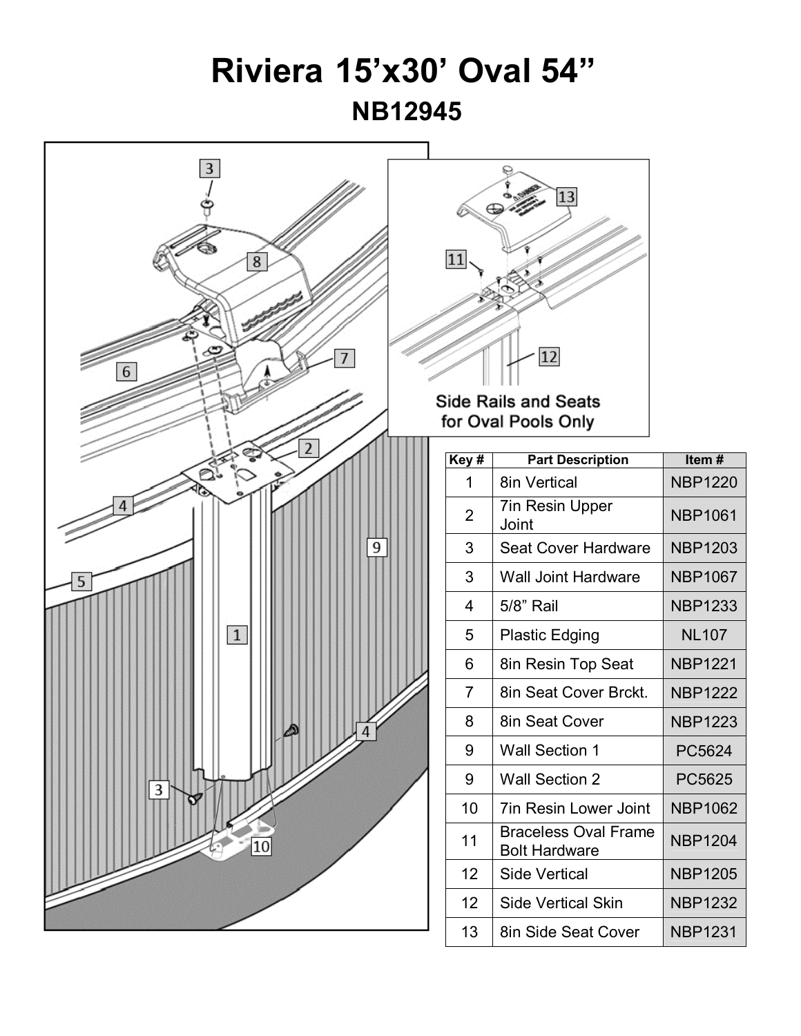# Riviera 15'x30' Oval 54"

## NB12945

Side Rails and Seats for Oval Pools Only

| Key # | Part Description | Item # |
|---|---|---|
| 1 | 8in Vertical | NBP1220 |
| 2 | 7in Resin Upper Joint | NBP1061 |
| 3 | Seat Cover Hardware | NBP1203 |
| 3 | Wall Joint Hardware | NBP1067 |
| 4 | 5/8" Rail | NBP1233 |
| 5 | Plastic Edging | NL107 |
| 6 | 8in Resin Top Seat | NBP1221 |
| 7 | 8in Seat Cover Brckt. | NBP1222 |
| 8 | 8in Seat Cover | NBP1223 |
| 9 | Wall Section 1 | PC5624 |
| 9 | Wall Section 2 | PC5625 |
| 10 | 7in Resin Lower Joint | NBP1062 |
| 11 | Braceless Oval Frame Bolt Hardware | NBP1204 |
| 12 | Side Vertical | NBP1205 |
| 12 | Side Vertical Skin | NBP1232 |
| 13 | 8in Side Seat Cover | NBP1231 |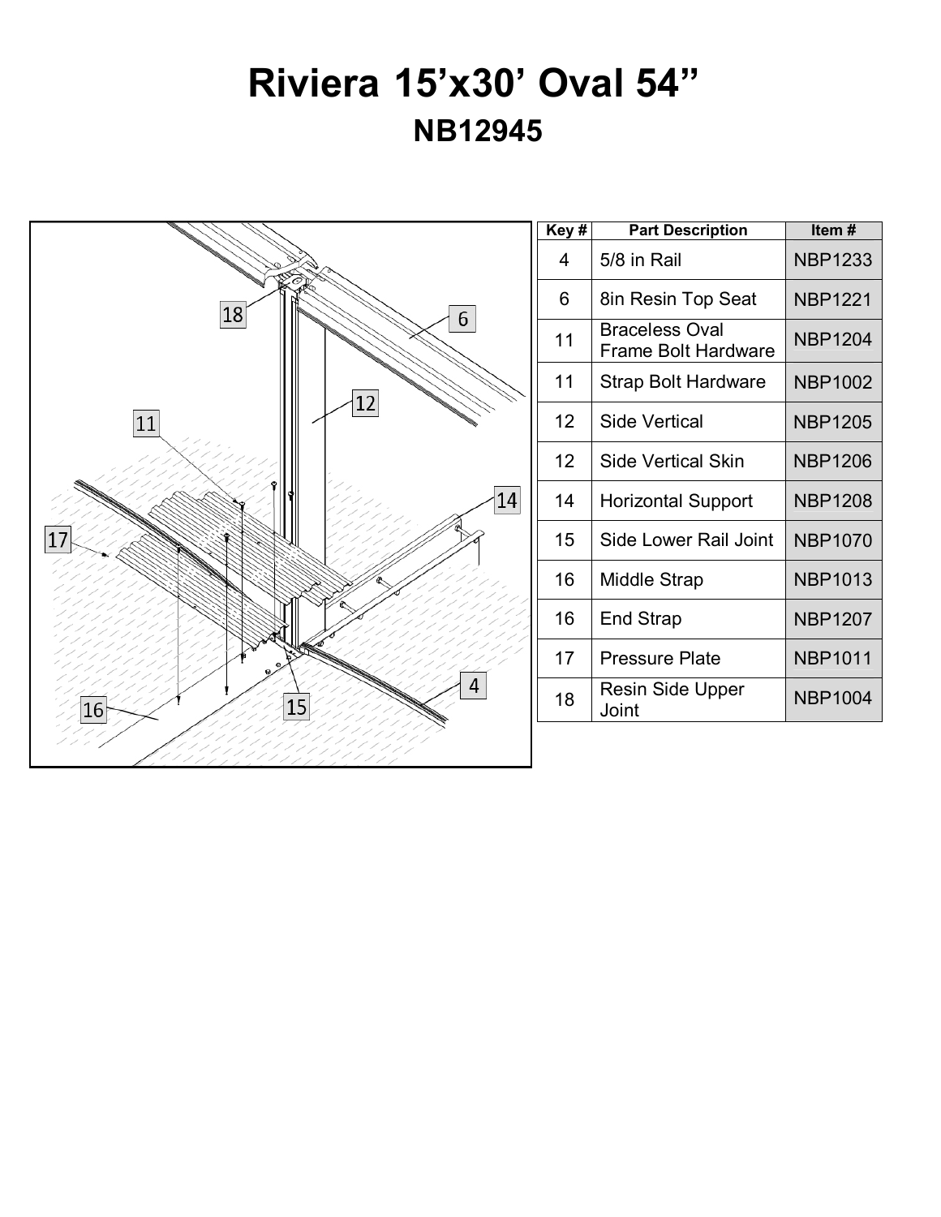# Riviera 15'x30' Oval 54"

## NB12945

| Key # | Part Description | Item # |
|---|---|---|
| 4 | 5/8 in Rail | NBP1233 |
| 6 | 8in Resin Top Seat | NBP1221 |
| 11 | Braceless Oval Frame Bolt Hardware | NBP1204 |
| 11 | Strap Bolt Hardware | NBP1002 |
| 12 | Side Vertical | NBP1205 |
| 12 | Side Vertical Skin | NBP1206 |
| 14 | Horizontal Support | NBP1208 |
| 15 | Side Lower Rail Joint | NBP1070 |
| 16 | Middle Strap | NBP1013 |
| 16 | End Strap | NBP1207 |
| 17 | Pressure Plate | NBP1011 |
| 18 | Resin Side Upper Joint | NBP1004 |